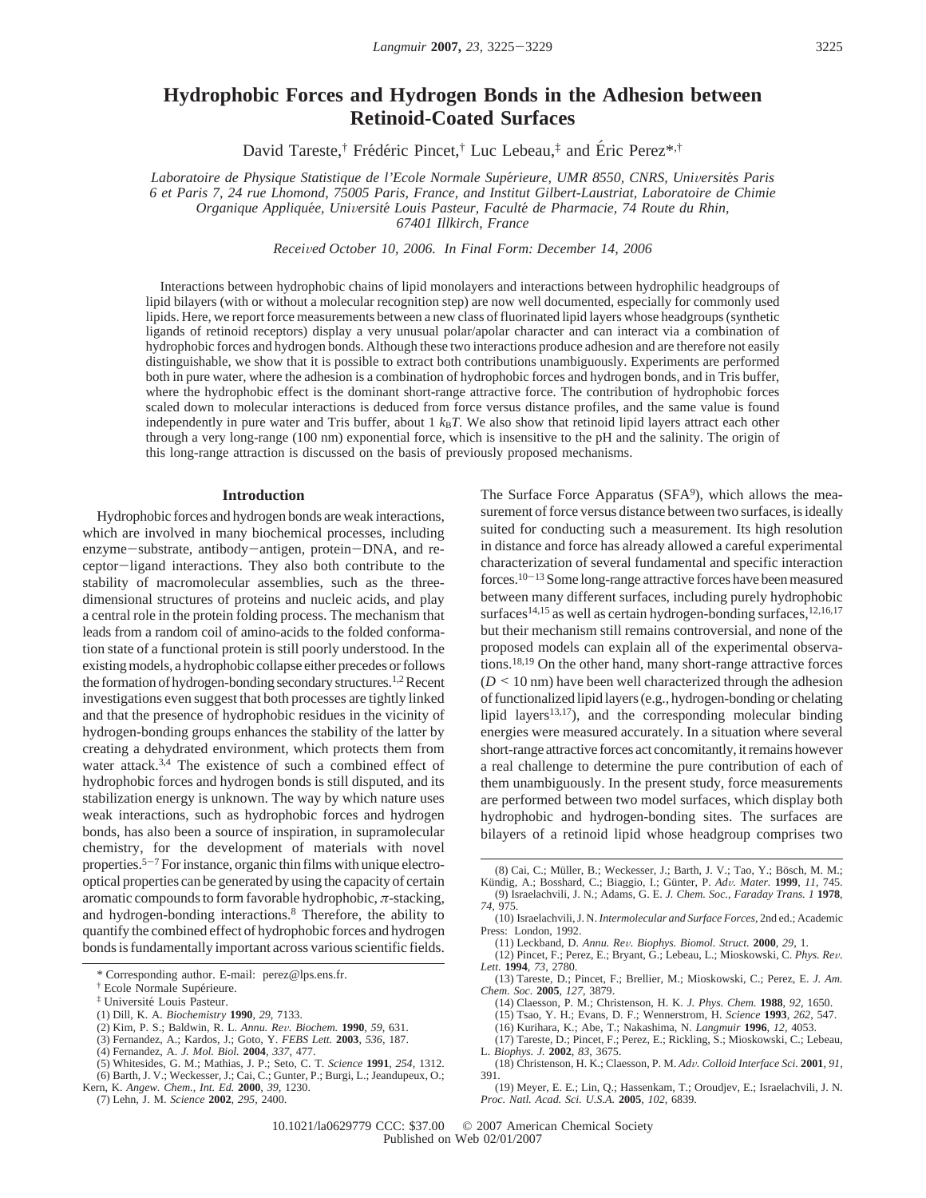# Hydrophobic Forces and Hydrogen Bonds in the Adhesion between Retinoid-Coated Surfaces

David Tareste,[†] Frédéric Pincet,[†] Luc Lebeau,[‡] and Éric Perez*,[†]

*Laboratoire de Physique Statistique de l'Ecole Normale Supérieure, UMR 8550, CNRS, Universités Paris 6 et Paris 7, 24 rue Lhomond, 75005 Paris, France, and Institut Gilbert-Laustriat, Laboratoire de Chimie Organique Appliquée, Université Louis Pasteur, Faculté de Pharmacie, 74 Route du Rhin, 67401 Illkirch, France*

*Received October 10, 2006. In Final Form: December 14, 2006*

Interactions between hydrophobic chains of lipid monolayers and interactions between hydrophilic headgroups of lipid bilayers (with or without a molecular recognition step) are now well documented, especially for commonly used lipids. Here, we report force measurements between a new class of fluorinated lipid layers whose headgroups (synthetic ligands of retinoid receptors) display a very unusual polar/apolar character and can interact via a combination of hydrophobic forces and hydrogen bonds. Although these two interactions produce adhesion and are therefore not easily distinguishable, we show that it is possible to extract both contributions unambiguously. Experiments are performed both in pure water, where the adhesion is a combination of hydrophobic forces and hydrogen bonds, and in Tris buffer, where the hydrophobic effect is the dominant short-range attractive force. The contribution of hydrophobic forces scaled down to molecular interactions is deduced from force versus distance profiles, and the same value is found independently in pure water and Tris buffer, about 1 $k_BT$. We also show that retinoid lipid layers attract each other through a very long-range (100 nm) exponential force, which is insensitive to the pH and the salinity. The origin of this long-range attraction is discussed on the basis of previously proposed mechanisms.

## Introduction

Hydrophobic forces and hydrogen bonds are weak interactions, which are involved in many biochemical processes, including enzyme−substrate, antibody−antigen, protein−DNA, and receptor−ligand interactions. They also both contribute to the stability of macromolecular assemblies, such as the three-dimensional structures of proteins and nucleic acids, and play a central role in the protein folding process. The mechanism that leads from a random coil of amino-acids to the folded conformation state of a functional protein is still poorly understood. In the existing models, a hydrophobic collapse either precedes or follows the formation of hydrogen-bonding secondary structures.[1,2] Recent investigations even suggest that both processes are tightly linked and that the presence of hydrophobic residues in the vicinity of hydrogen-bonding groups enhances the stability of the latter by creating a dehydrated environment, which protects them from water attack.[3,4] The existence of such a combined effect of hydrophobic forces and hydrogen bonds is still disputed, and its stabilization energy is unknown. The way by which nature uses weak interactions, such as hydrophobic forces and hydrogen bonds, has also been a source of inspiration, in supramolecular chemistry, for the development of materials with novel properties.[5−7] For instance, organic thin films with unique electro-optical properties can be generated by using the capacity of certain aromatic compounds to form favorable hydrophobic, π-stacking, and hydrogen-bonding interactions.[8] Therefore, the ability to quantify the combined effect of hydrophobic forces and hydrogen bonds is fundamentally important across various scientific fields.

The Surface Force Apparatus (SFA[9]), which allows the measurement of force versus distance between two surfaces, is ideally suited for conducting such a measurement. Its high resolution in distance and force has already allowed a careful experimental characterization of several fundamental and specific interaction forces.[10−13] Some long-range attractive forces have been measured between many different surfaces, including purely hydrophobic surfaces[14,15] as well as certain hydrogen-bonding surfaces,[12,16,17] but their mechanism still remains controversial, and none of the proposed models can explain all of the experimental observations.[18,19] On the other hand, many short-range attractive forces ($D < 10$ nm) have been well characterized through the adhesion of functionalized lipid layers (e.g., hydrogen-bonding or chelating lipid layers[13,17]), and the corresponding molecular binding energies were measured accurately. In a situation where several short-range attractive forces act concomitantly, it remains however a real challenge to determine the pure contribution of each of them unambiguously. In the present study, force measurements are performed between two model surfaces, which display both hydrophobic and hydrogen-bonding sites. The surfaces are bilayers of a retinoid lipid whose headgroup comprises two

\* Corresponding author. E-mail: perez@lps.ens.fr.
† Ecole Normale Supérieure.
‡ Université Louis Pasteur.

(1) Dill, K. A. *Biochemistry* **1990**, *29*, 7133.
(2) Kim, P. S.; Baldwin, R. L. *Annu. Rev. Biochem.* **1990**, *59*, 631.
(3) Fernandez, A.; Kardos, J.; Goto, Y. *FEBS Lett.* **2003**, *536*, 187.
(4) Fernandez, A. *J. Mol. Biol.* **2004**, *337*, 477.
(5) Whitesides, G. M.; Mathias, J. P.; Seto, C. T. *Science* **1991**, *254*, 1312.
(6) Barth, J. V.; Weckesser, J.; Cai, C.; Gunter, P.; Burgi, L.; Jeandupeux, O.; Kern, K. *Angew. Chem., Int. Ed.* **2000**, *39*, 1230.
(7) Lehn, J. M. *Science* **2002**, *295*, 2400.
(8) Cai, C.; Müller, B.; Weckesser, J.; Barth, J. V.; Tao, Y.; Bösch, M. M.; Kündig, A.; Bosshard, C.; Biaggio, I.; Günter, P. *Adv. Mater.* **1999**, *11*, 745.
(9) Israelachvili, J. N.; Adams, G. E. *J. Chem. Soc., Faraday Trans. 1* **1978**, *74*, 975.
(10) Israelachvili, J. N. *Intermolecular and Surface Forces*, 2nd ed.; Academic Press: London, 1992.
(11) Leckband, D. *Annu. Rev. Biophys. Biomol. Struct.* **2000**, *29*, 1.
(12) Pincet, F.; Perez, E.; Bryant, G.; Lebeau, L.; Mioskowski, C. *Phys. Rev. Lett.* **1994**, *73*, 2780.
(13) Tareste, D.; Pincet, F.; Brellier, M.; Mioskowski, C.; Perez, E. *J. Am. Chem. Soc.* **2005**, *127*, 3879.
(14) Claesson, P. M.; Christenson, H. K. *J. Phys. Chem.* **1988**, *92*, 1650.
(15) Tsao, Y. H.; Evans, D. F.; Wennerstrom, H. *Science* **1993**, *262*, 547.
(16) Kurihara, K.; Abe, T.; Nakashima, N. *Langmuir* **1996**, *12*, 4053.
(17) Tareste, D.; Pincet, F.; Perez, E.; Rickling, S.; Mioskowski, C.; Lebeau, L. *Biophys. J.* **2002**, *83*, 3675.
(18) Christenson, H. K.; Claesson, P. M. *Adv. Colloid Interface Sci.* **2001**, *91*, 391.
(19) Meyer, E. E.; Lin, Q.; Hassenkam, T.; Oroudjev, E.; Israelachvili, J. N. *Proc. Natl. Acad. Sci. U.S.A.* **2005**, *102*, 6839.

10.1021/la0629779 CCC: $37.00 © 2007 American Chemical Society
Published on Web 02/01/2007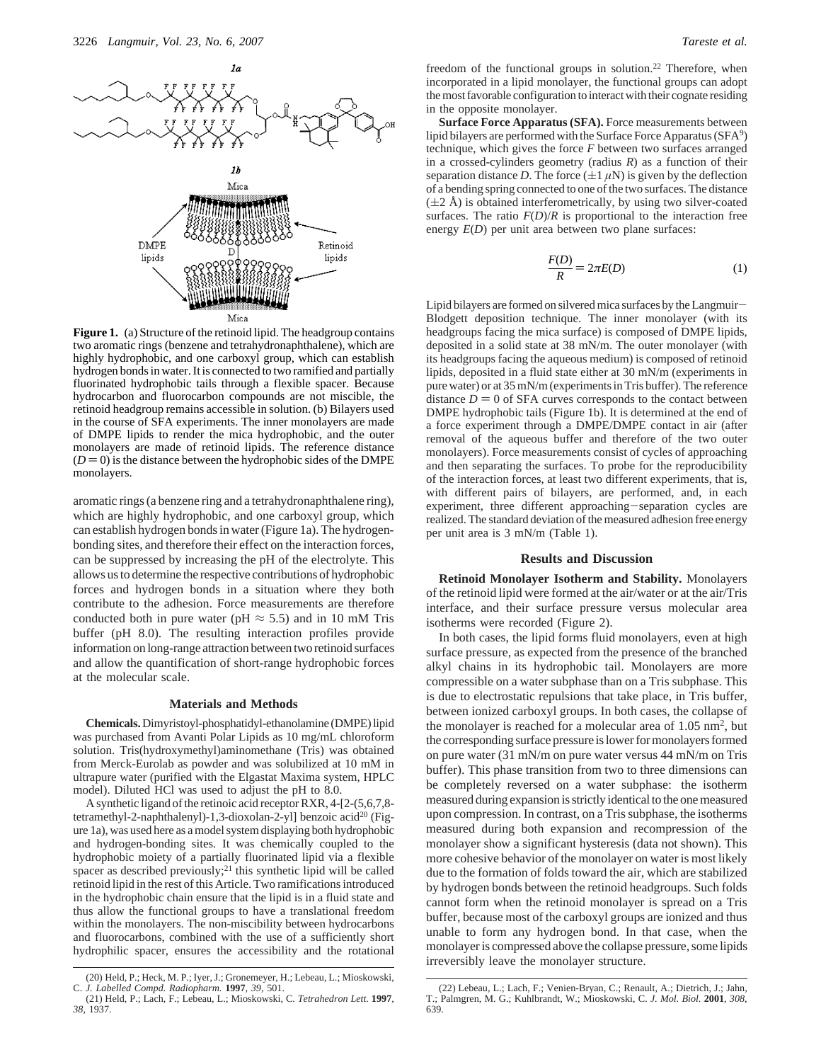**Figure 1.** (a) Structure of the retinoid lipid. The headgroup contains two aromatic rings (benzene and tetrahydronaphthalene), which are highly hydrophobic, and one carboxyl group, which can establish hydrogen bonds in water. It is connected to two ramified and partially fluorinated hydrophobic tails through a flexible spacer. Because hydrocarbon and fluorocarbon compounds are not miscible, the retinoid headgroup remains accessible in solution. (b) Bilayers used in the course of SFA experiments. The inner monolayers are made of DMPE lipids to render the mica hydrophobic, and the outer monolayers are made of retinoid lipids. The reference distance ($D = 0$) is the distance between the hydrophobic sides of the DMPE monolayers.

aromatic rings (a benzene ring and a tetrahydronaphthalene ring), which are highly hydrophobic, and one carboxyl group, which can establish hydrogen bonds in water (Figure 1a). The hydrogen-bonding sites, and therefore their effect on the interaction forces, can be suppressed by increasing the pH of the electrolyte. This allows us to determine the respective contributions of hydrophobic forces and hydrogen bonds in a situation where they both contribute to the adhesion. Force measurements are therefore conducted both in pure water (pH ≈ 5.5) and in 10 mM Tris buffer (pH 8.0). The resulting interaction profiles provide information on long-range attraction between two retinoid surfaces and allow the quantification of short-range hydrophobic forces at the molecular scale.

## Materials and Methods

**Chemicals.** Dimyristoyl-phosphatidyl-ethanolamine (DMPE) lipid was purchased from Avanti Polar Lipids as 10 mg/mL chloroform solution. Tris(hydroxymethyl)aminomethane (Tris) was obtained from Merck-Eurolab as powder and was solubilized at 10 mM in ultrapure water (purified with the Elgastat Maxima system, HPLC model). Diluted HCl was used to adjust the pH to 8.0.

A synthetic ligand of the retinoic acid receptor RXR, 4-[2-(5,6,7,8-tetramethyl-2-naphthalenyl)-1,3-dioxolan-2-yl] benzoic acid[20] (Figure 1a), was used here as a model system displaying both hydrophobic and hydrogen-bonding sites. It was chemically coupled to the hydrophobic moiety of a partially fluorinated lipid via a flexible spacer as described previously;[21] this synthetic lipid will be called retinoid lipid in the rest of this Article. Two ramifications introduced in the hydrophobic chain ensure that the lipid is in a fluid state and thus allow the functional groups to have a translational freedom within the monolayers. The non-miscibility between hydrocarbons and fluorocarbons, combined with the use of a sufficiently short hydrophilic spacer, ensures the accessibility and the rotational freedom of the functional groups in solution.[22] Therefore, when incorporated in a lipid monolayer, the functional groups can adopt the most favorable configuration to interact with their cognate residing in the opposite monolayer.

**Surface Force Apparatus (SFA).** Force measurements between lipid bilayers are performed with the Surface Force Apparatus (SFA[9]) technique, which gives the force $F$ between two surfaces arranged in a crossed-cylinders geometry (radius $R$) as a function of their separation distance $D$. The force (±1 μN) is given by the deflection of a bending spring connected to one of the two surfaces. The distance (±2 Å) is obtained interferometrically, by using two silver-coated surfaces. The ratio $F(D)/R$ is proportional to the interaction free energy $E(D)$ per unit area between two plane surfaces:

$$\frac{F(D)}{R} = 2\pi E(D) \tag{1}$$

Lipid bilayers are formed on silvered mica surfaces by the Langmuir–Blodgett deposition technique. The inner monolayer (with its headgroups facing the mica surface) is composed of DMPE lipids, deposited in a solid state at 38 mN/m. The outer monolayer (with its headgroups facing the aqueous medium) is composed of retinoid lipids, deposited in a fluid state either at 30 mN/m (experiments in pure water) or at 35 mN/m (experiments in Tris buffer). The reference distance $D = 0$ of SFA curves corresponds to the contact between DMPE hydrophobic tails (Figure 1b). It is determined at the end of a force experiment through a DMPE/DMPE contact in air (after removal of the aqueous buffer and therefore of the two outer monolayers). Force measurements consist of cycles of approaching and then separating the surfaces. To probe for the reproducibility of the interaction forces, at least two different experiments, that is, with different pairs of bilayers, are performed, and, in each experiment, three different approaching–separation cycles are realized. The standard deviation of the measured adhesion free energy per unit area is 3 mN/m (Table 1).

## Results and Discussion

**Retinoid Monolayer Isotherm and Stability.** Monolayers of the retinoid lipid were formed at the air/water or at the air/Tris interface, and their surface pressure versus molecular area isotherms were recorded (Figure 2).

In both cases, the lipid forms fluid monolayers, even at high surface pressure, as expected from the presence of the branched alkyl chains in its hydrophobic tail. Monolayers are more compressible on a water subphase than on a Tris subphase. This is due to electrostatic repulsions that take place, in Tris buffer, between ionized carboxyl groups. In both cases, the collapse of the monolayer is reached for a molecular area of 1.05 nm$^2$, but the corresponding surface pressure is lower for monolayers formed on pure water (31 mN/m on pure water versus 44 mN/m on Tris buffer). This phase transition from two to three dimensions can be completely reversed on a water subphase: the isotherm measured during expansion is strictly identical to the one measured upon compression. In contrast, on a Tris subphase, the isotherms measured during both expansion and recompression of the monolayer show a significant hysteresis (data not shown). This more cohesive behavior of the monolayer on water is most likely due to the formation of folds toward the air, which are stabilized by hydrogen bonds between the retinoid headgroups. Such folds cannot form when the retinoid monolayer is spread on a Tris buffer, because most of the carboxyl groups are ionized and thus unable to form any hydrogen bond. In that case, when the monolayer is compressed above the collapse pressure, some lipids irreversibly leave the monolayer structure.

(20) Held, P.; Heck, M. P.; Iyer, J.; Gronemeyer, H.; Lebeau, L.; Mioskowski, C. *J. Labelled Compd. Radiopharm.* **1997**, *39*, 501.

(21) Held, P.; Lach, F.; Lebeau, L.; Mioskowski, C. *Tetrahedron Lett.* **1997**, *38*, 1937.

(22) Lebeau, L.; Lach, F.; Venien-Bryan, C.; Renault, A.; Dietrich, J.; Jahn, T.; Palmgren, M. G.; Kuhlbrandt, W.; Mioskowski, C. *J. Mol. Biol.* **2001**, *308*, 639.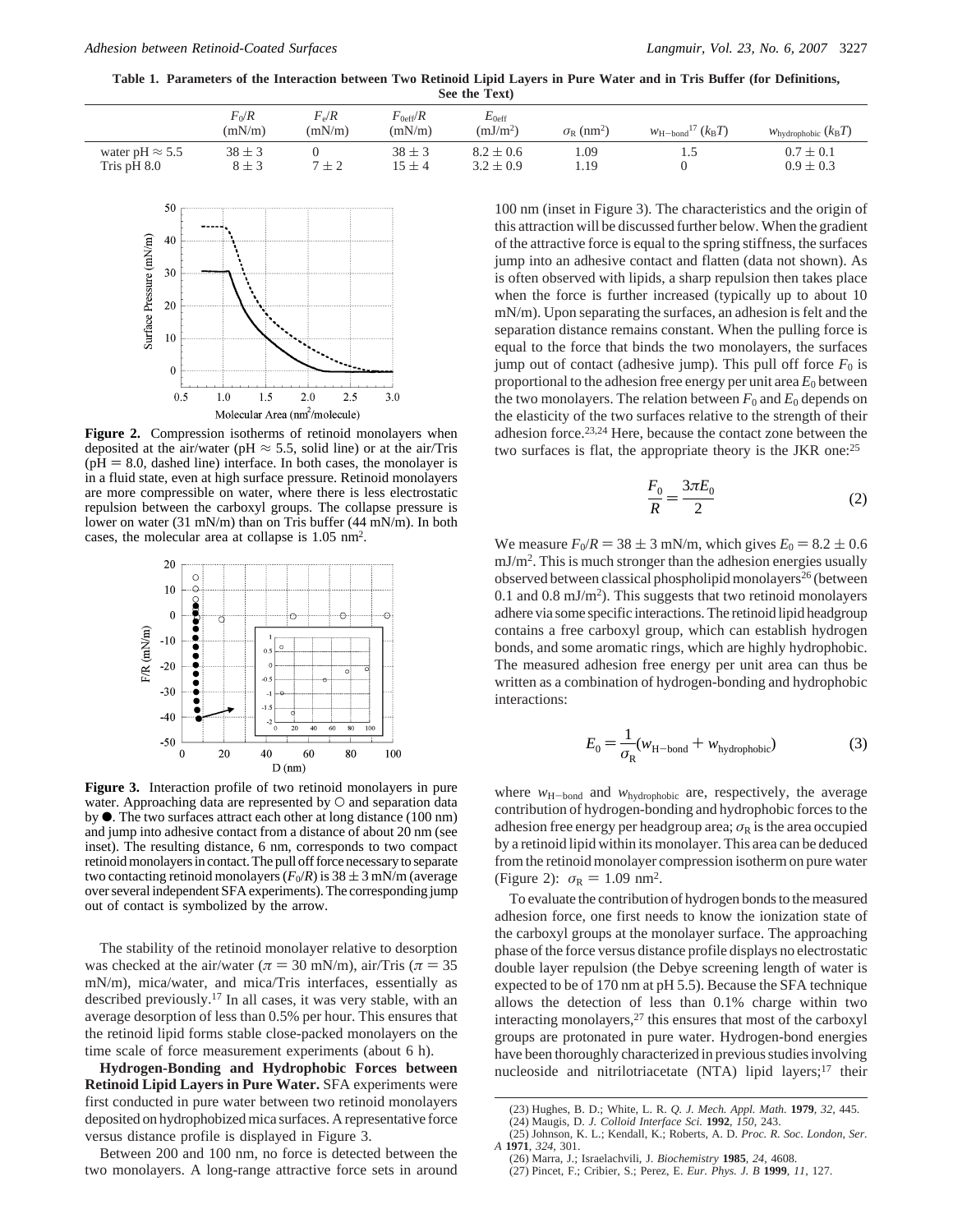**Table 1. Parameters of the Interaction between Two Retinoid Lipid Layers in Pure Water and in Tris Buffer (for Definitions, See the Text)**

| | $F_0/R$ (mN/m) | $F_e/R$ (mN/m) | $F_{0\text{eff}}/R$ (mN/m) | $E_{0\text{eff}}$ (mJ/m$^2$) | $\sigma_R$ (nm$^2$) | $w_{\text{H-bond}}$[17] ($k_BT$) | $w_{\text{hydrophobic}}$ ($k_BT$) |
|---|---|---|---|---|---|---|---|
| water pH ≈ 5.5 | 38 ± 3 | 0 | 38 ± 3 | 8.2 ± 0.6 | 1.09 | 1.5 | 0.7 ± 0.1 |
| Tris pH 8.0 | 8 ± 3 | 7 ± 2 | 15 ± 4 | 3.2 ± 0.9 | 1.19 | 0 | 0.9 ± 0.3 |

**Figure 2.** Compression isotherms of retinoid monolayers when deposited at the air/water (pH ≈ 5.5, solid line) or at the air/Tris (pH = 8.0, dashed line) interface. In both cases, the monolayer is in a fluid state, even at high surface pressure. Retinoid monolayers are more compressible on water, where there is less electrostatic repulsion between the carboxyl groups. The collapse pressure is lower on water (31 mN/m) than on Tris buffer (44 mN/m). In both cases, the molecular area at collapse is 1.05 nm$^2$.

**Figure 3.** Interaction profile of two retinoid monolayers in pure water. Approaching data are represented by ○ and separation data by ●. The two surfaces attract each other at long distance (100 nm) and jump into adhesive contact from a distance of about 20 nm (see inset). The resulting distance, 6 nm, corresponds to two compact retinoid monolayers in contact. The pull off force necessary to separate two contacting retinoid monolayers ($F_0/R$) is 38 ± 3 mN/m (average over several independent SFA experiments). The corresponding jump out of contact is symbolized by the arrow.

The stability of the retinoid monolayer relative to desorption was checked at the air/water ($\pi$ = 30 mN/m), air/Tris ($\pi$ = 35 mN/m), mica/water, and mica/Tris interfaces, essentially as described previously.[17] In all cases, it was very stable, with an average desorption of less than 0.5% per hour. This ensures that the retinoid lipid forms stable close-packed monolayers on the time scale of force measurement experiments (about 6 h).

**Hydrogen-Bonding and Hydrophobic Forces between Retinoid Lipid Layers in Pure Water.** SFA experiments were first conducted in pure water between two retinoid monolayers deposited on hydrophobized mica surfaces. A representative force versus distance profile is displayed in Figure 3.

Between 200 and 100 nm, no force is detected between the two monolayers. A long-range attractive force sets in around 100 nm (inset in Figure 3). The characteristics and the origin of this attraction will be discussed further below. When the gradient of the attractive force is equal to the spring stiffness, the surfaces jump into an adhesive contact and flatten (data not shown). As is often observed with lipids, a sharp repulsion then takes place when the force is further increased (typically up to about 10 mN/m). Upon separating the surfaces, an adhesion is felt and the separation distance remains constant. When the pulling force is equal to the force that binds the two monolayers, the surfaces jump out of contact (adhesive jump). This pull off force $F_0$ is proportional to the adhesion free energy per unit area $E_0$ between the two monolayers. The relation between $F_0$ and $E_0$ depends on the elasticity of the two surfaces relative to the strength of their adhesion force.[23,24] Here, because the contact zone between the two surfaces is flat, the appropriate theory is the JKR one:[25]

$$\frac{F_0}{R} = \frac{3\pi E_0}{2} \tag{2}$$

We measure $F_0/R$ = 38 ± 3 mN/m, which gives $E_0$ = 8.2 ± 0.6 mJ/m$^2$. This is much stronger than the adhesion energies usually observed between classical phospholipid monolayers[26] (between 0.1 and 0.8 mJ/m$^2$). This suggests that two retinoid monolayers adhere via some specific interactions. The retinoid lipid headgroup contains a free carboxyl group, which can establish hydrogen bonds, and some aromatic rings, which are highly hydrophobic. The measured adhesion free energy per unit area can thus be written as a combination of hydrogen-bonding and hydrophobic interactions:

$$E_0 = \frac{1}{\sigma_R}(w_{\text{H-bond}} + w_{\text{hydrophobic}}) \tag{3}$$

where $w_{\text{H-bond}}$ and $w_{\text{hydrophobic}}$ are, respectively, the average contribution of hydrogen-bonding and hydrophobic forces to the adhesion free energy per headgroup area; $\sigma_R$ is the area occupied by a retinoid lipid within its monolayer. This area can be deduced from the retinoid monolayer compression isotherm on pure water (Figure 2): $\sigma_R$ = 1.09 nm$^2$.

To evaluate the contribution of hydrogen bonds to the measured adhesion force, one first needs to know the ionization state of the carboxyl groups at the monolayer surface. The approaching phase of the force versus distance profile displays no electrostatic double layer repulsion (the Debye screening length of water is expected to be of 170 nm at pH 5.5). Because the SFA technique allows the detection of less than 0.1% charge within two interacting monolayers,[27] this ensures that most of the carboxyl groups are protonated in pure water. Hydrogen-bond energies have been thoroughly characterized in previous studies involving nucleoside and nitrilotriacetate (NTA) lipid layers;[17] their

(23) Hughes, B. D.; White, L. R. *Q. J. Mech. Appl. Math.* **1979**, *32*, 445.
(24) Maugis, D. *J. Colloid Interface Sci.* **1992**, *150*, 243.
(25) Johnson, K. L.; Kendall, K.; Roberts, A. D. *Proc. R. Soc. London, Ser. A* **1971**, *324*, 301.
(26) Marra, J.; Israelachvili, J. *Biochemistry* **1985**, *24*, 4608.
(27) Pincet, F.; Cribier, S.; Perez, E. *Eur. Phys. J. B* **1999**, *11*, 127.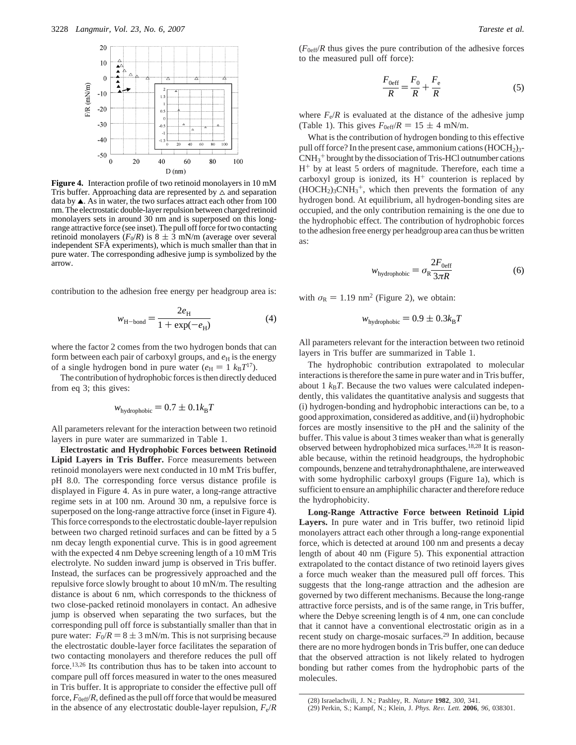**Figure 4.** Interaction profile of two retinoid monolayers in 10 mM Tris buffer. Approaching data are represented by △ and separation data by ▲. As in water, the two surfaces attract each other from 100 nm. The electrostatic double-layer repulsion between charged retinoid monolayers sets in around 30 nm and is superposed on this long-range attractive force (see inset). The pull off force for two contacting retinoid monolayers ($F_0/R$) is 8 ± 3 mN/m (average over several independent SFA experiments), which is much smaller than that in pure water. The corresponding adhesive jump is symbolized by the arrow.

contribution to the adhesion free energy per headgroup area is:

$$w_{\mathrm{H-bond}} = \frac{2e_{\mathrm{H}}}{1 + \exp(-e_{\mathrm{H}})} \tag{4}$$

where the factor 2 comes from the two hydrogen bonds that can form between each pair of carboxyl groups, and $e_{\mathrm{H}}$ is the energy of a single hydrogen bond in pure water ($e_{\mathrm{H}} = 1\ k_{\mathrm{B}}T$[17]).

The contribution of hydrophobic forces is then directly deduced from eq 3; this gives:

$$w_{\mathrm{hydrophobic}} = 0.7 \pm 0.1 k_{\mathrm{B}}T$$

All parameters relevant for the interaction between two retinoid layers in pure water are summarized in Table 1.

**Electrostatic and Hydrophobic Forces between Retinoid Lipid Layers in Tris Buffer.** Force measurements between retinoid monolayers were next conducted in 10 mM Tris buffer, pH 8.0. The corresponding force versus distance profile is displayed in Figure 4. As in pure water, a long-range attractive regime sets in at 100 nm. Around 30 nm, a repulsive force is superposed on the long-range attractive force (inset in Figure 4). This force corresponds to the electrostatic double-layer repulsion between two charged retinoid surfaces and can be fitted by a 5 nm decay length exponential curve. This is in good agreement with the expected 4 nm Debye screening length of a 10 mM Tris electrolyte. No sudden inward jump is observed in Tris buffer. Instead, the surfaces can be progressively approached and the repulsive force slowly brought to about 10 mN/m. The resulting distance is about 6 nm, which corresponds to the thickness of two close-packed retinoid monolayers in contact. An adhesive jump is observed when separating the two surfaces, but the corresponding pull off force is substantially smaller than that in pure water: $F_0/R = 8 \pm 3$ mN/m. This is not surprising because the electrostatic double-layer force facilitates the separation of two contacting monolayers and therefore reduces the pull off force.[13,26] Its contribution thus has to be taken into account to compare pull off forces measured in water to the ones measured in Tris buffer. It is appropriate to consider the effective pull off force, $F_{0\mathrm{eff}}/R$, defined as the pull off force that would be measured in the absence of any electrostatic double-layer repulsion, $F_{\mathrm{e}}/R$ ($F_{0\mathrm{eff}}/R$ thus gives the pure contribution of the adhesive forces to the measured pull off force):

$$\frac{F_{0\mathrm{eff}}}{R} = \frac{F_0}{R} + \frac{F_{\mathrm{e}}}{R} \tag{5}$$

where $F_{\mathrm{e}}/R$ is evaluated at the distance of the adhesive jump (Table 1). This gives $F_{0\mathrm{eff}}/R = 15 \pm 4$ mN/m.

What is the contribution of hydrogen bonding to this effective pull off force? In the present case, ammonium cations $(HOCH_2)_3CNH_3^+$ brought by the dissociation of Tris-HCl outnumber cations $H^+$ by at least 5 orders of magnitude. Therefore, each time a carboxyl group is ionized, its $H^+$ counterion is replaced by $(HOCH_2)_3CNH_3^+$, which then prevents the formation of any hydrogen bond. At equilibrium, all hydrogen-bonding sites are occupied, and the only contribution remaining is the one due to the hydrophobic effect. The contribution of hydrophobic forces to the adhesion free energy per headgroup area can thus be written as:

$$w_{\mathrm{hydrophobic}} = \sigma_{\mathrm{R}} \frac{2F_{0\mathrm{eff}}}{3\pi R} \tag{6}$$

with $\sigma_{\mathrm{R}} = 1.19$ nm$^2$ (Figure 2), we obtain:

$$w_{\mathrm{hydrophobic}} = 0.9 \pm 0.3 k_{\mathrm{B}}T$$

All parameters relevant for the interaction between two retinoid layers in Tris buffer are summarized in Table 1.

The hydrophobic contribution extrapolated to molecular interactions is therefore the same in pure water and in Tris buffer, about 1 $k_{\mathrm{B}}T$. Because the two values were calculated independently, this validates the quantitative analysis and suggests that (i) hydrogen-bonding and hydrophobic interactions can be, to a good approximation, considered as additive, and (ii) hydrophobic forces are mostly insensitive to the pH and the salinity of the buffer. This value is about 3 times weaker than what is generally observed between hydrophobized mica surfaces.[18,28] It is reasonable because, within the retinoid headgroups, the hydrophobic compounds, benzene and tetrahydronaphthalene, are interweaved with some hydrophilic carboxyl groups (Figure 1a), which is sufficient to ensure an amphiphilic character and therefore reduce the hydrophobicity.

**Long-Range Attractive Force between Retinoid Lipid Layers.** In pure water and in Tris buffer, two retinoid lipid monolayers attract each other through a long-range exponential force, which is detected at around 100 nm and presents a decay length of about 40 nm (Figure 5). This exponential attraction extrapolated to the contact distance of two retinoid layers gives a force much weaker than the measured pull off forces. This suggests that the long-range attraction and the adhesion are governed by two different mechanisms. Because the long-range attractive force persists, and is of the same range, in Tris buffer, where the Debye screening length is of 4 nm, one can conclude that it cannot have a conventional electrostatic origin as in a recent study on charge-mosaic surfaces.[29] In addition, because there are no more hydrogen bonds in Tris buffer, one can deduce that the observed attraction is not likely related to hydrogen bonding but rather comes from the hydrophobic parts of the molecules.

(28) Israelachvili, J. N.; Pashley, R. *Nature* **1982**, *300*, 341.
(29) Perkin, S.; Kampf, N.; Klein, J. *Phys. Rev. Lett.* **2006**, *96*, 038301.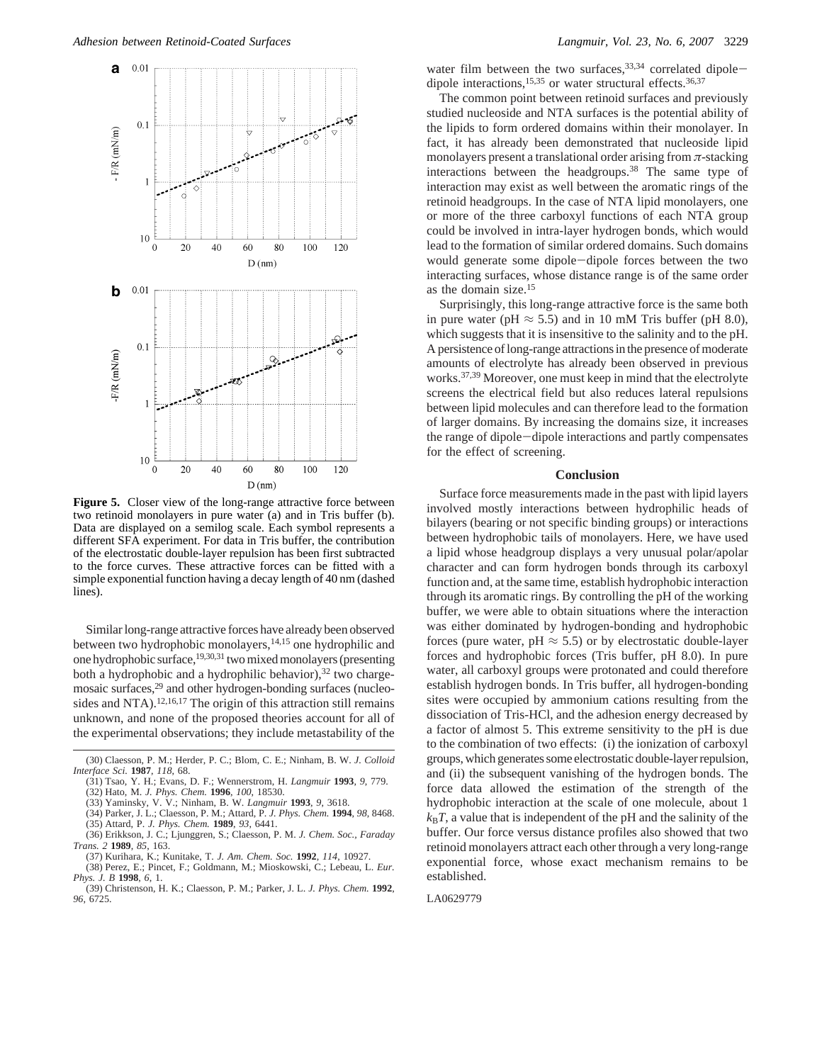a

0.01

0.1

1

10

- F/R (mN/m)

0 20 40 60 80 100 120

D (nm)

b

0.01

0.1

1

10

-F/R (mN/m)

0 20 40 60 80 100 120

D (nm)

**Figure 5.** Closer view of the long-range attractive force between two retinoid monolayers in pure water (a) and in Tris buffer (b). Data are displayed on a semilog scale. Each symbol represents a different SFA experiment. For data in Tris buffer, the contribution of the electrostatic double-layer repulsion has been first subtracted to the force curves. These attractive forces can be fitted with a simple exponential function having a decay length of 40 nm (dashed lines).

Similar long-range attractive forces have already been observed between two hydrophobic monolayers,[14,15] one hydrophilic and one hydrophobic surface,[19,30,31] two mixed monolayers (presenting both a hydrophobic and a hydrophilic behavior),[32] two charge-mosaic surfaces,[29] and other hydrogen-bonding surfaces (nucleosides and NTA).[12,16,17] The origin of this attraction still remains unknown, and none of the proposed theories account for all of the experimental observations; they include metastability of the water film between the two surfaces,[33,34] correlated dipole−dipole interactions,[15,35] or water structural effects.[36,37]

The common point between retinoid surfaces and previously studied nucleoside and NTA surfaces is the potential ability of the lipids to form ordered domains within their monolayer. In fact, it has already been demonstrated that nucleoside lipid monolayers present a translational order arising from $\pi$-stacking interactions between the headgroups.[38] The same type of interaction may exist as well between the aromatic rings of the retinoid headgroups. In the case of NTA lipid monolayers, one or more of the three carboxyl functions of each NTA group could be involved in intra-layer hydrogen bonds, which would lead to the formation of similar ordered domains. Such domains would generate some dipole−dipole forces between the two interacting surfaces, whose distance range is of the same order as the domain size.[15]

Surprisingly, this long-range attractive force is the same both in pure water (pH $\approx$ 5.5) and in 10 mM Tris buffer (pH 8.0), which suggests that it is insensitive to the salinity and to the pH. A persistence of long-range attractions in the presence of moderate amounts of electrolyte has already been observed in previous works.[37,39] Moreover, one must keep in mind that the electrolyte screens the electrical field but also reduces lateral repulsions between lipid molecules and can therefore lead to the formation of larger domains. By increasing the domains size, it increases the range of dipole−dipole interactions and partly compensates for the effect of screening.

## Conclusion

Surface force measurements made in the past with lipid layers involved mostly interactions between hydrophilic heads of bilayers (bearing or not specific binding groups) or interactions between hydrophobic tails of monolayers. Here, we have used a lipid whose headgroup displays a very unusual polar/apolar character and can form hydrogen bonds through its carboxyl function and, at the same time, establish hydrophobic interaction through its aromatic rings. By controlling the pH of the working buffer, we were able to obtain situations where the interaction was either dominated by hydrogen-bonding and hydrophobic forces (pure water, pH $\approx$ 5.5) or by electrostatic double-layer forces and hydrophobic forces (Tris buffer, pH 8.0). In pure water, all carboxyl groups were protonated and could therefore establish hydrogen bonds. In Tris buffer, all hydrogen-bonding sites were occupied by ammonium cations resulting from the dissociation of Tris-HCl, and the adhesion energy decreased by a factor of almost 5. This extreme sensitivity to the pH is due to the combination of two effects: (i) the ionization of carboxyl groups, which generates some electrostatic double-layer repulsion, and (ii) the subsequent vanishing of the hydrogen bonds. The force data allowed the estimation of the strength of the hydrophobic interaction at the scale of one molecule, about 1 $k_BT$, a value that is independent of the pH and the salinity of the buffer. Our force versus distance profiles also showed that two retinoid monolayers attract each other through a very long-range exponential force, whose exact mechanism remains to be established.

LA0629779

(30) Claesson, P. M.; Herder, P. C.; Blom, C. E.; Ninham, B. W. *J. Colloid Interface Sci.* **1987**, *118*, 68.

(31) Tsao, Y. H.; Evans, D. F.; Wennerstrom, H. *Langmuir* **1993**, *9*, 779.

(32) Hato, M. *J. Phys. Chem.* **1996**, *100*, 18530.

(33) Yaminsky, V. V.; Ninham, B. W. *Langmuir* **1993**, *9*, 3618.

(34) Parker, J. L.; Claesson, P. M.; Attard, P. *J. Phys. Chem.* **1994**, *98*, 8468.

(35) Attard, P. *J. Phys. Chem.* **1989**, *93*, 6441.

(36) Erikkson, J. C.; Ljunggren, S.; Claesson, P. M. *J. Chem. Soc., Faraday Trans. 2* **1989**, *85*, 163.

(37) Kurihara, K.; Kunitake, T. *J. Am. Chem. Soc.* **1992**, *114*, 10927.

(38) Perez, E.; Pincet, F.; Goldmann, M.; Mioskowski, C.; Lebeau, L. *Eur. Phys. J. B* **1998**, *6*, 1.

(39) Christenson, H. K.; Claesson, P. M.; Parker, J. L. *J. Phys. Chem.* **1992**, *96*, 6725.